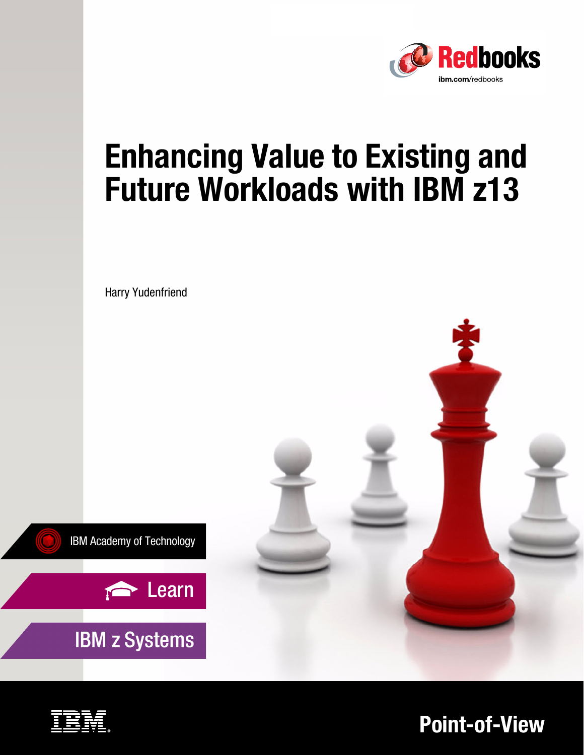Redbooks

ibm.com/redbooks

# Enhancing Value to Existing and Future Workloads with IBM z13

Harry Yudenfriend

IBM Academy of Technology

Learn

IBM z Systems

IBM

Point-of-View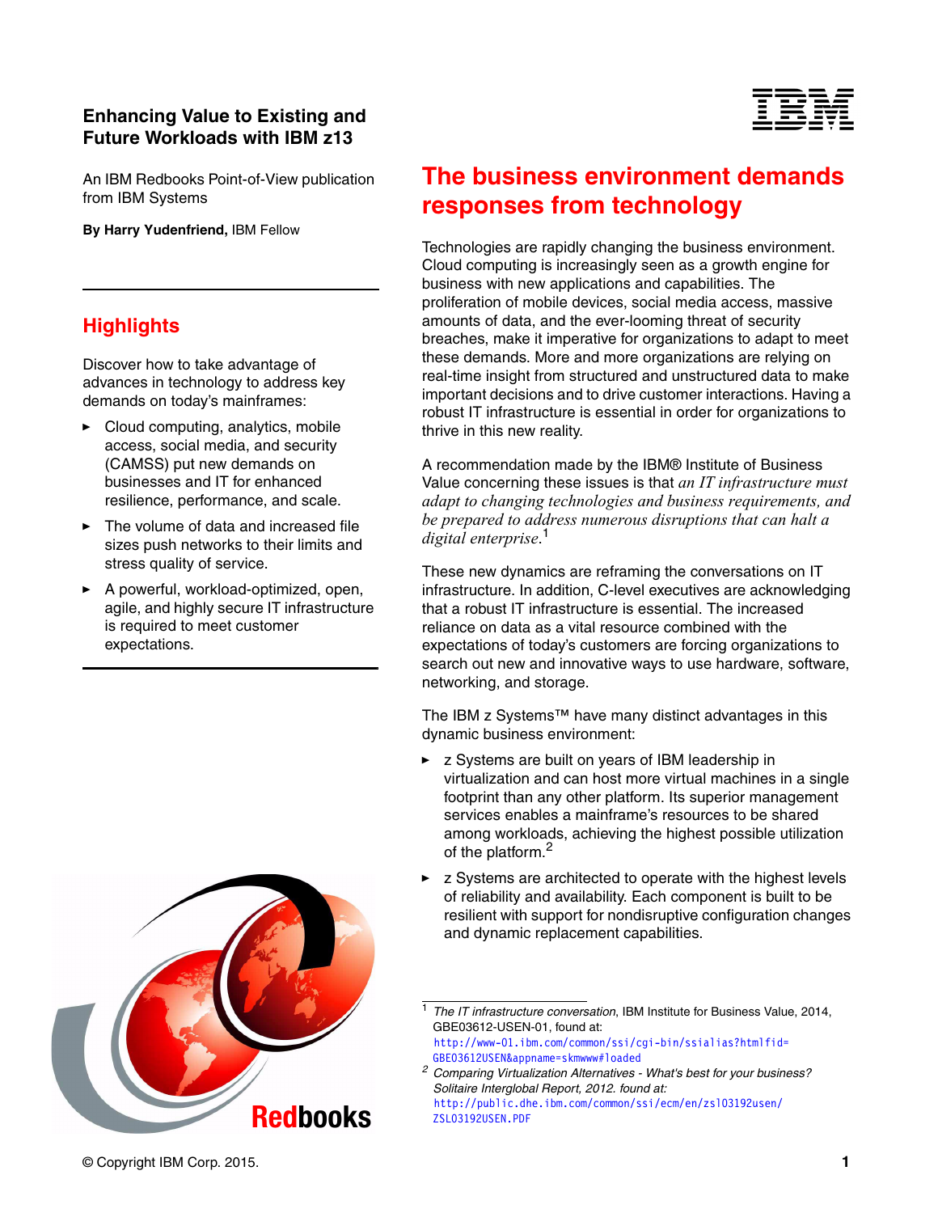# Enhancing Value to Existing and Future Workloads with IBM z13

An IBM Redbooks Point-of-View publication from IBM Systems

**By Harry Yudenfriend,** IBM Fellow

## Highlights

Discover how to take advantage of advances in technology to address key demands on today's mainframes:

- Cloud computing, analytics, mobile access, social media, and security (CAMSS) put new demands on businesses and IT for enhanced resilience, performance, and scale.
- The volume of data and increased file sizes push networks to their limits and stress quality of service.
- A powerful, workload-optimized, open, agile, and highly secure IT infrastructure is required to meet customer expectations.

## The business environment demands responses from technology

Technologies are rapidly changing the business environment. Cloud computing is increasingly seen as a growth engine for business with new applications and capabilities. The proliferation of mobile devices, social media access, massive amounts of data, and the ever-looming threat of security breaches, make it imperative for organizations to adapt to meet these demands. More and more organizations are relying on real-time insight from structured and unstructured data to make important decisions and to drive customer interactions. Having a robust IT infrastructure is essential in order for organizations to thrive in this new reality.

A recommendation made by the IBM® Institute of Business Value concerning these issues is that *an IT infrastructure must adapt to changing technologies and business requirements, and be prepared to address numerous disruptions that can halt a digital enterprise*.[1]

These new dynamics are reframing the conversations on IT infrastructure. In addition, C-level executives are acknowledging that a robust IT infrastructure is essential. The increased reliance on data as a vital resource combined with the expectations of today's customers are forcing organizations to search out new and innovative ways to use hardware, software, networking, and storage.

The IBM z Systems™ have many distinct advantages in this dynamic business environment:

- z Systems are built on years of IBM leadership in virtualization and can host more virtual machines in a single footprint than any other platform. Its superior management services enables a mainframe's resources to be shared among workloads, achieving the highest possible utilization of the platform.[2]
- z Systems are architected to operate with the highest levels of reliability and availability. Each component is built to be resilient with support for nondisruptive configuration changes and dynamic replacement capabilities.

[1] *The IT infrastructure conversation*, IBM Institute for Business Value, 2014, GBE03612-USEN-01, found at: http://www-01.ibm.com/common/ssi/cgi-bin/ssialias?htmlfid=GBE03612USEN&appname=skmwww#loaded

[2] *Comparing Virtualization Alternatives - What's best for your business? Solitaire Interglobal Report, 2012. found at:* http://public.dhe.ibm.com/common/ssi/ecm/en/zsl03192usen/ZSL03192USEN.PDF

© Copyright IBM Corp. 2015.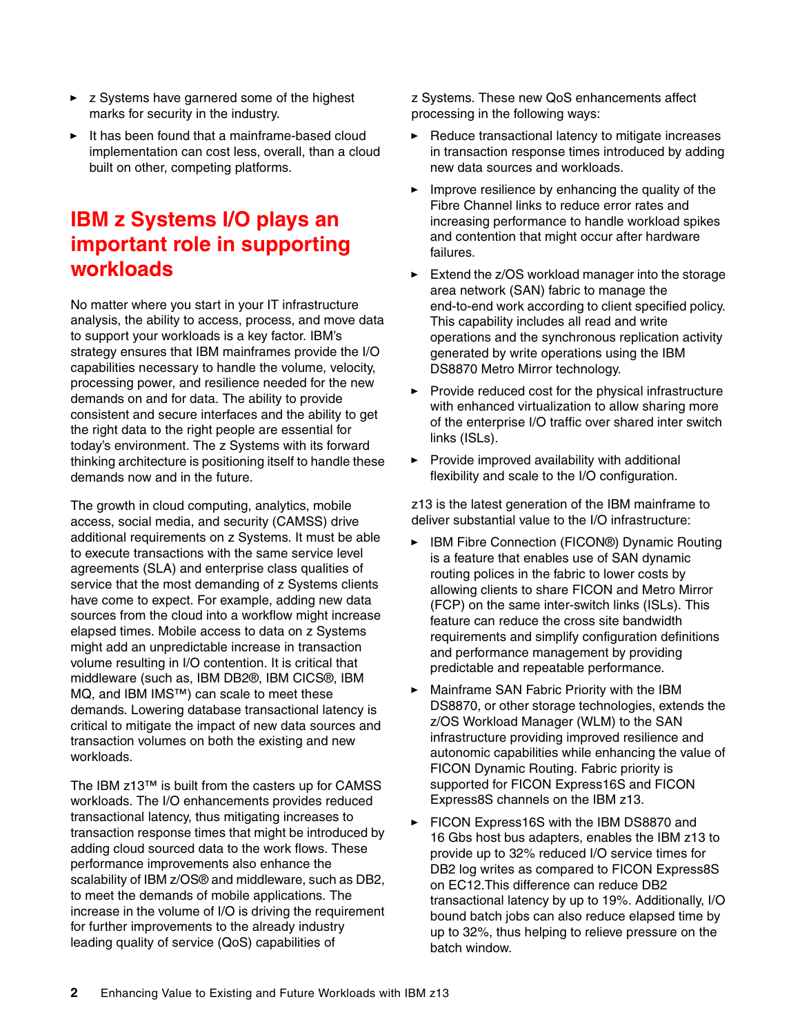- z Systems have garnered some of the highest marks for security in the industry.
- It has been found that a mainframe-based cloud implementation can cost less, overall, than a cloud built on other, competing platforms.

## IBM z Systems I/O plays an important role in supporting workloads

No matter where you start in your IT infrastructure analysis, the ability to access, process, and move data to support your workloads is a key factor. IBM's strategy ensures that IBM mainframes provide the I/O capabilities necessary to handle the volume, velocity, processing power, and resilience needed for the new demands on and for data. The ability to provide consistent and secure interfaces and the ability to get the right data to the right people are essential for today's environment. The z Systems with its forward thinking architecture is positioning itself to handle these demands now and in the future.

The growth in cloud computing, analytics, mobile access, social media, and security (CAMSS) drive additional requirements on z Systems. It must be able to execute transactions with the same service level agreements (SLA) and enterprise class qualities of service that the most demanding of z Systems clients have come to expect. For example, adding new data sources from the cloud into a workflow might increase elapsed times. Mobile access to data on z Systems might add an unpredictable increase in transaction volume resulting in I/O contention. It is critical that middleware (such as, IBM DB2®, IBM CICS®, IBM MQ, and IBM IMS™) can scale to meet these demands. Lowering database transactional latency is critical to mitigate the impact of new data sources and transaction volumes on both the existing and new workloads.

The IBM z13™ is built from the casters up for CAMSS workloads. The I/O enhancements provides reduced transactional latency, thus mitigating increases to transaction response times that might be introduced by adding cloud sourced data to the work flows. These performance improvements also enhance the scalability of IBM z/OS® and middleware, such as DB2, to meet the demands of mobile applications. The increase in the volume of I/O is driving the requirement for further improvements to the already industry leading quality of service (QoS) capabilities of z Systems. These new QoS enhancements affect processing in the following ways:

- Reduce transactional latency to mitigate increases in transaction response times introduced by adding new data sources and workloads.
- Improve resilience by enhancing the quality of the Fibre Channel links to reduce error rates and increasing performance to handle workload spikes and contention that might occur after hardware failures.
- Extend the z/OS workload manager into the storage area network (SAN) fabric to manage the end-to-end work according to client specified policy. This capability includes all read and write operations and the synchronous replication activity generated by write operations using the IBM DS8870 Metro Mirror technology.
- Provide reduced cost for the physical infrastructure with enhanced virtualization to allow sharing more of the enterprise I/O traffic over shared inter switch links (ISLs).
- Provide improved availability with additional flexibility and scale to the I/O configuration.

z13 is the latest generation of the IBM mainframe to deliver substantial value to the I/O infrastructure:

- IBM Fibre Connection (FICON®) Dynamic Routing is a feature that enables use of SAN dynamic routing polices in the fabric to lower costs by allowing clients to share FICON and Metro Mirror (FCP) on the same inter-switch links (ISLs). This feature can reduce the cross site bandwidth requirements and simplify configuration definitions and performance management by providing predictable and repeatable performance.
- Mainframe SAN Fabric Priority with the IBM DS8870, or other storage technologies, extends the z/OS Workload Manager (WLM) to the SAN infrastructure providing improved resilience and autonomic capabilities while enhancing the value of FICON Dynamic Routing. Fabric priority is supported for FICON Express16S and FICON Express8S channels on the IBM z13.
- FICON Express16S with the IBM DS8870 and 16 Gbs host bus adapters, enables the IBM z13 to provide up to 32% reduced I/O service times for DB2 log writes as compared to FICON Express8S on EC12.This difference can reduce DB2 transactional latency by up to 19%. Additionally, I/O bound batch jobs can also reduce elapsed time by up to 32%, thus helping to relieve pressure on the batch window.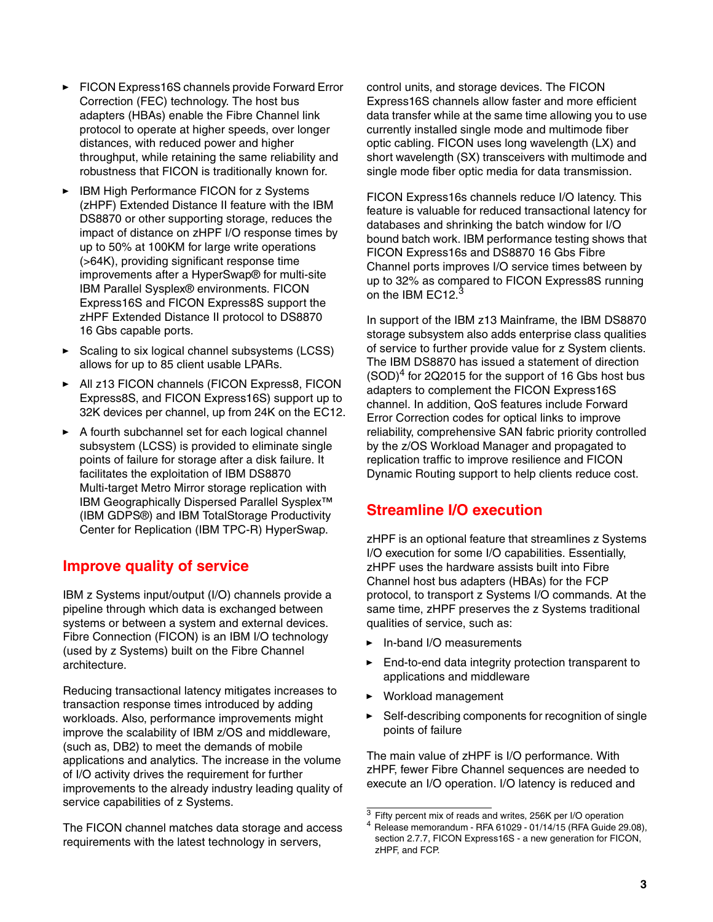- FICON Express16S channels provide Forward Error Correction (FEC) technology. The host bus adapters (HBAs) enable the Fibre Channel link protocol to operate at higher speeds, over longer distances, with reduced power and higher throughput, while retaining the same reliability and robustness that FICON is traditionally known for.
- IBM High Performance FICON for z Systems (zHPF) Extended Distance II feature with the IBM DS8870 or other supporting storage, reduces the impact of distance on zHPF I/O response times by up to 50% at 100KM for large write operations (>64K), providing significant response time improvements after a HyperSwap® for multi-site IBM Parallel Sysplex® environments. FICON Express16S and FICON Express8S support the zHPF Extended Distance II protocol to DS8870 16 Gbs capable ports.
- Scaling to six logical channel subsystems (LCSS) allows for up to 85 client usable LPARs.
- All z13 FICON channels (FICON Express8, FICON Express8S, and FICON Express16S) support up to 32K devices per channel, up from 24K on the EC12.
- A fourth subchannel set for each logical channel subsystem (LCSS) is provided to eliminate single points of failure for storage after a disk failure. It facilitates the exploitation of IBM DS8870 Multi-target Metro Mirror storage replication with IBM Geographically Dispersed Parallel Sysplex™ (IBM GDPS®) and IBM TotalStorage Productivity Center for Replication (IBM TPC-R) HyperSwap.

## Improve quality of service

IBM z Systems input/output (I/O) channels provide a pipeline through which data is exchanged between systems or between a system and external devices. Fibre Connection (FICON) is an IBM I/O technology (used by z Systems) built on the Fibre Channel architecture.

Reducing transactional latency mitigates increases to transaction response times introduced by adding workloads. Also, performance improvements might improve the scalability of IBM z/OS and middleware, (such as, DB2) to meet the demands of mobile applications and analytics. The increase in the volume of I/O activity drives the requirement for further improvements to the already industry leading quality of service capabilities of z Systems.

The FICON channel matches data storage and access requirements with the latest technology in servers, control units, and storage devices. The FICON Express16S channels allow faster and more efficient data transfer while at the same time allowing you to use currently installed single mode and multimode fiber optic cabling. FICON uses long wavelength (LX) and short wavelength (SX) transceivers with multimode and single mode fiber optic media for data transmission.

FICON Express16s channels reduce I/O latency. This feature is valuable for reduced transactional latency for databases and shrinking the batch window for I/O bound batch work. IBM performance testing shows that FICON Express16s and DS8870 16 Gbs Fibre Channel ports improves I/O service times between by up to 32% as compared to FICON Express8S running on the IBM EC12.[3]

In support of the IBM z13 Mainframe, the IBM DS8870 storage subsystem also adds enterprise class qualities of service to further provide value for z System clients. The IBM DS8870 has issued a statement of direction (SOD)[4] for 2Q2015 for the support of 16 Gbs host bus adapters to complement the FICON Express16S channel. In addition, QoS features include Forward Error Correction codes for optical links to improve reliability, comprehensive SAN fabric priority controlled by the z/OS Workload Manager and propagated to replication traffic to improve resilience and FICON Dynamic Routing support to help clients reduce cost.

## Streamline I/O execution

zHPF is an optional feature that streamlines z Systems I/O execution for some I/O capabilities. Essentially, zHPF uses the hardware assists built into Fibre Channel host bus adapters (HBAs) for the FCP protocol, to transport z Systems I/O commands. At the same time, zHPF preserves the z Systems traditional qualities of service, such as:

- In-band I/O measurements
- End-to-end data integrity protection transparent to applications and middleware
- Workload management
- Self-describing components for recognition of single points of failure

The main value of zHPF is I/O performance. With zHPF, fewer Fibre Channel sequences are needed to execute an I/O operation. I/O latency is reduced and

[3] Fifty percent mix of reads and writes, 256K per I/O operation

[4] Release memorandum - RFA 61029 - 01/14/15 (RFA Guide 29.08), section 2.7.7, FICON Express16S - a new generation for FICON, zHPF, and FCP.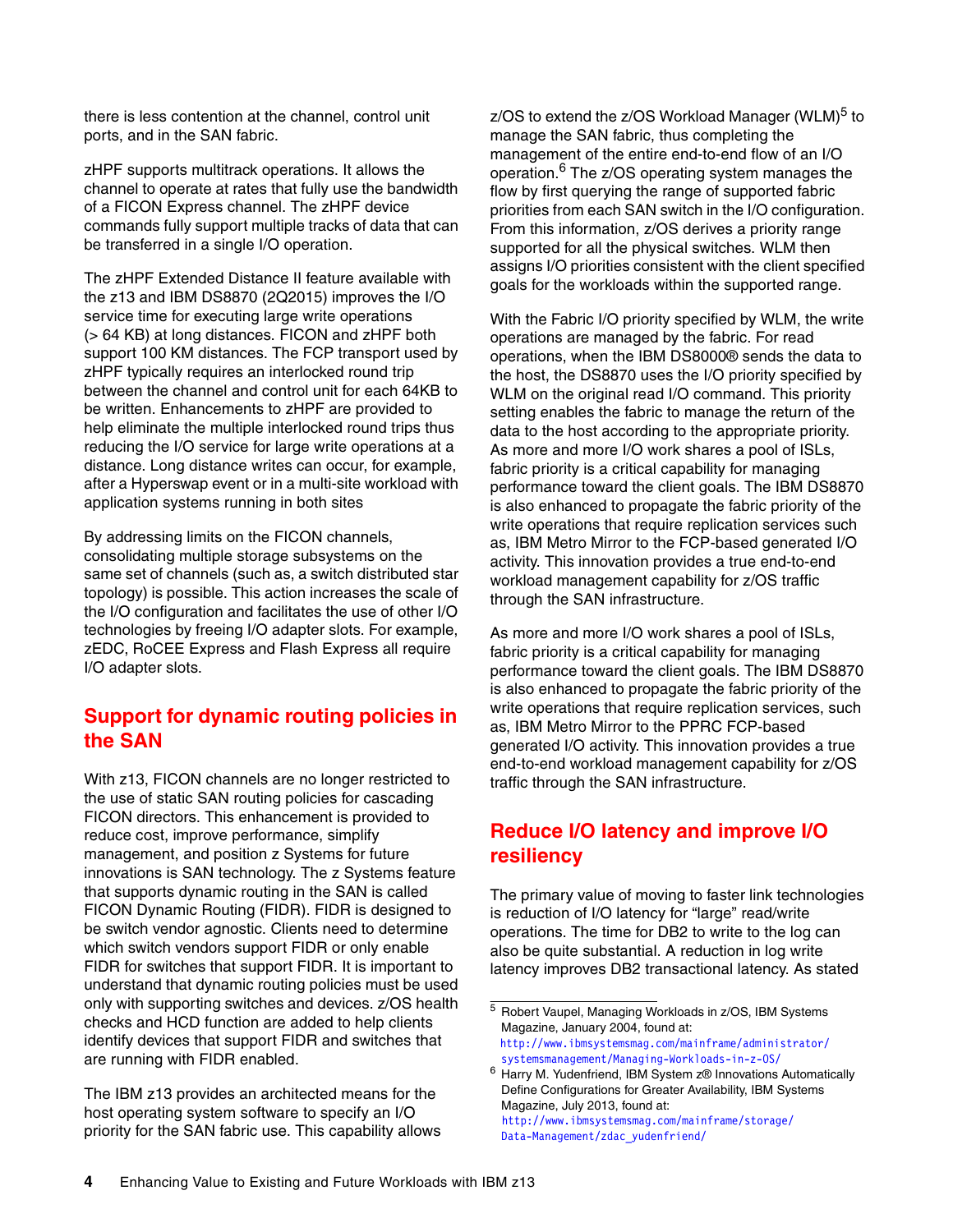there is less contention at the channel, control unit ports, and in the SAN fabric.

zHPF supports multitrack operations. It allows the channel to operate at rates that fully use the bandwidth of a FICON Express channel. The zHPF device commands fully support multiple tracks of data that can be transferred in a single I/O operation.

The zHPF Extended Distance II feature available with the z13 and IBM DS8870 (2Q2015) improves the I/O service time for executing large write operations (> 64 KB) at long distances. FICON and zHPF both support 100 KM distances. The FCP transport used by zHPF typically requires an interlocked round trip between the channel and control unit for each 64KB to be written. Enhancements to zHPF are provided to help eliminate the multiple interlocked round trips thus reducing the I/O service for large write operations at a distance. Long distance writes can occur, for example, after a Hyperswap event or in a multi-site workload with application systems running in both sites

By addressing limits on the FICON channels, consolidating multiple storage subsystems on the same set of channels (such as, a switch distributed star topology) is possible. This action increases the scale of the I/O configuration and facilitates the use of other I/O technologies by freeing I/O adapter slots. For example, zEDC, RoCEE Express and Flash Express all require I/O adapter slots.

## Support for dynamic routing policies in the SAN

With z13, FICON channels are no longer restricted to the use of static SAN routing policies for cascading FICON directors. This enhancement is provided to reduce cost, improve performance, simplify management, and position z Systems for future innovations is SAN technology. The z Systems feature that supports dynamic routing in the SAN is called FICON Dynamic Routing (FIDR). FIDR is designed to be switch vendor agnostic. Clients need to determine which switch vendors support FIDR or only enable FIDR for switches that support FIDR. It is important to understand that dynamic routing policies must be used only with supporting switches and devices. z/OS health checks and HCD function are added to help clients identify devices that support FIDR and switches that are running with FIDR enabled.

The IBM z13 provides an architected means for the host operating system software to specify an I/O priority for the SAN fabric use. This capability allows z/OS to extend the z/OS Workload Manager (WLM)[5] to manage the SAN fabric, thus completing the management of the entire end-to-end flow of an I/O operation.[6] The z/OS operating system manages the flow by first querying the range of supported fabric priorities from each SAN switch in the I/O configuration. From this information, z/OS derives a priority range supported for all the physical switches. WLM then assigns I/O priorities consistent with the client specified goals for the workloads within the supported range.

With the Fabric I/O priority specified by WLM, the write operations are managed by the fabric. For read operations, when the IBM DS8000® sends the data to the host, the DS8870 uses the I/O priority specified by WLM on the original read I/O command. This priority setting enables the fabric to manage the return of the data to the host according to the appropriate priority. As more and more I/O work shares a pool of ISLs, fabric priority is a critical capability for managing performance toward the client goals. The IBM DS8870 is also enhanced to propagate the fabric priority of the write operations that require replication services such as, IBM Metro Mirror to the FCP-based generated I/O activity. This innovation provides a true end-to-end workload management capability for z/OS traffic through the SAN infrastructure.

As more and more I/O work shares a pool of ISLs, fabric priority is a critical capability for managing performance toward the client goals. The IBM DS8870 is also enhanced to propagate the fabric priority of the write operations that require replication services, such as, IBM Metro Mirror to the PPRC FCP-based generated I/O activity. This innovation provides a true end-to-end workload management capability for z/OS traffic through the SAN infrastructure.

## Reduce I/O latency and improve I/O resiliency

The primary value of moving to faster link technologies is reduction of I/O latency for "large" read/write operations. The time for DB2 to write to the log can also be quite substantial. A reduction in log write latency improves DB2 transactional latency. As stated

---

[5] Robert Vaupel, Managing Workloads in z/OS, IBM Systems Magazine, January 2004, found at: http://www.ibmsystemsmag.com/mainframe/administrator/systemsmanagement/Managing-Workloads-in-z-OS/

[6] Harry M. Yudenfriend, IBM System z® Innovations Automatically Define Configurations for Greater Availability, IBM Systems Magazine, July 2013, found at: http://www.ibmsystemsmag.com/mainframe/storage/Data-Management/zdac_yudenfriend/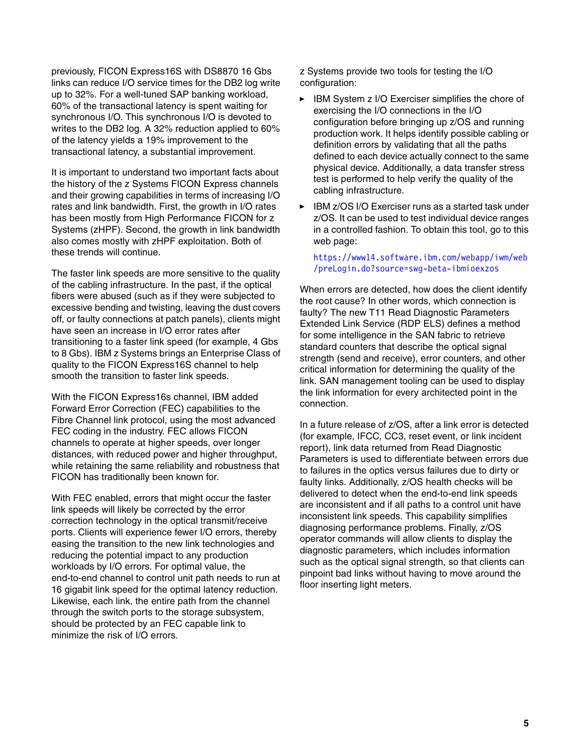previously, FICON Express16S with DS8870 16 Gbs links can reduce I/O service times for the DB2 log write up to 32%. For a well-tuned SAP banking workload, 60% of the transactional latency is spent waiting for synchronous I/O. This synchronous I/O is devoted to writes to the DB2 log. A 32% reduction applied to 60% of the latency yields a 19% improvement to the transactional latency, a substantial improvement.

It is important to understand two important facts about the history of the z Systems FICON Express channels and their growing capabilities in terms of increasing I/O rates and link bandwidth. First, the growth in I/O rates has been mostly from High Performance FICON for z Systems (zHPF). Second, the growth in link bandwidth also comes mostly with zHPF exploitation. Both of these trends will continue.

The faster link speeds are more sensitive to the quality of the cabling infrastructure. In the past, if the optical fibers were abused (such as if they were subjected to excessive bending and twisting, leaving the dust covers off, or faulty connections at patch panels), clients might have seen an increase in I/O error rates after transitioning to a faster link speed (for example, 4 Gbs to 8 Gbs). IBM z Systems brings an Enterprise Class of quality to the FICON Express16S channel to help smooth the transition to faster link speeds.

With the FICON Express16s channel, IBM added Forward Error Correction (FEC) capabilities to the Fibre Channel link protocol, using the most advanced FEC coding in the industry. FEC allows FICON channels to operate at higher speeds, over longer distances, with reduced power and higher throughput, while retaining the same reliability and robustness that FICON has traditionally been known for.

With FEC enabled, errors that might occur the faster link speeds will likely be corrected by the error correction technology in the optical transmit/receive ports. Clients will experience fewer I/O errors, thereby easing the transition to the new link technologies and reducing the potential impact to any production workloads by I/O errors. For optimal value, the end-to-end channel to control unit path needs to run at 16 gigabit link speed for the optimal latency reduction. Likewise, each link, the entire path from the channel through the switch ports to the storage subsystem, should be protected by an FEC capable link to minimize the risk of I/O errors.

z Systems provide two tools for testing the I/O configuration:

- IBM System z I/O Exerciser simplifies the chore of exercising the I/O connections in the I/O configuration before bringing up z/OS and running production work. It helps identify possible cabling or definition errors by validating that all the paths defined to each device actually connect to the same physical device. Additionally, a data transfer stress test is performed to help verify the quality of the cabling infrastructure.
- IBM z/OS I/O Exerciser runs as a started task under z/OS. It can be used to test individual device ranges in a controlled fashion. To obtain this tool, go to this web page:

  https://www14.software.ibm.com/webapp/iwm/web/preLogin.do?source=swg-beta-ibmioexzos

When errors are detected, how does the client identify the root cause? In other words, which connection is faulty? The new T11 Read Diagnostic Parameters Extended Link Service (RDP ELS) defines a method for some intelligence in the SAN fabric to retrieve standard counters that describe the optical signal strength (send and receive), error counters, and other critical information for determining the quality of the link. SAN management tooling can be used to display the link information for every architected point in the connection.

In a future release of z/OS, after a link error is detected (for example, IFCC, CC3, reset event, or link incident report), link data returned from Read Diagnostic Parameters is used to differentiate between errors due to failures in the optics versus failures due to dirty or faulty links. Additionally, z/OS health checks will be delivered to detect when the end-to-end link speeds are inconsistent and if all paths to a control unit have inconsistent link speeds. This capability simplifies diagnosing performance problems. Finally, z/OS operator commands will allow clients to display the diagnostic parameters, which includes information such as the optical signal strength, so that clients can pinpoint bad links without having to move around the floor inserting light meters.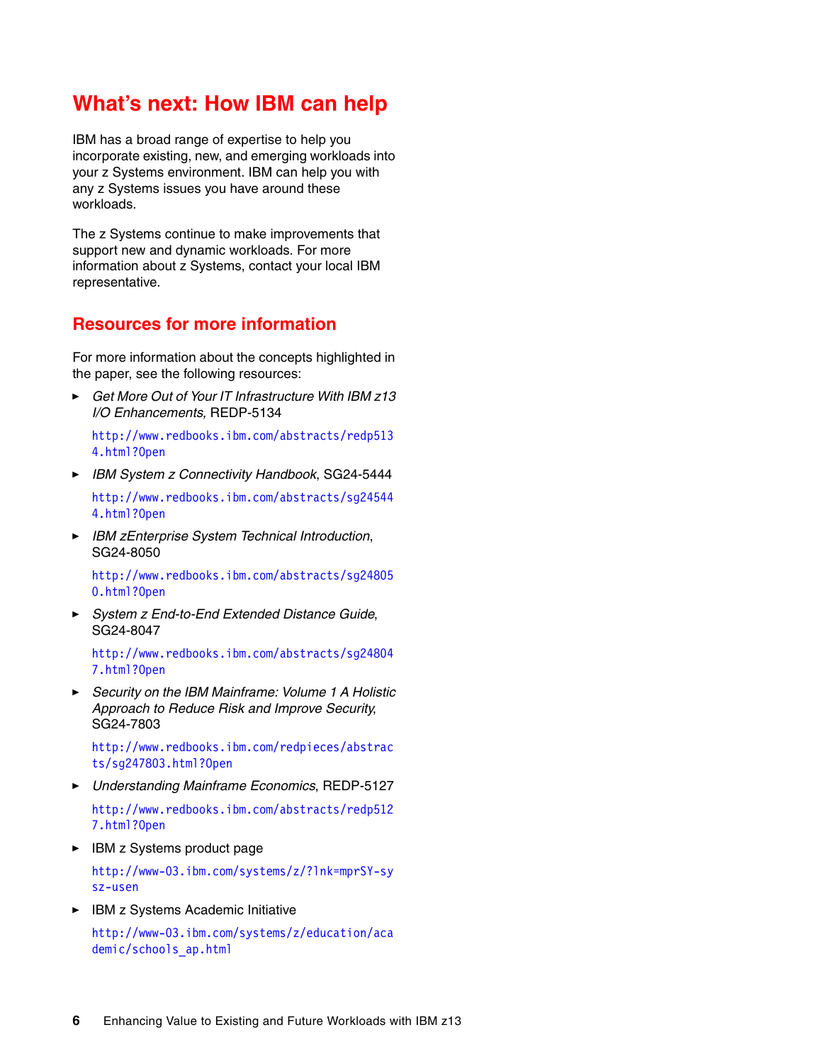## What's next: How IBM can help

IBM has a broad range of expertise to help you incorporate existing, new, and emerging workloads into your z Systems environment. IBM can help you with any z Systems issues you have around these workloads.

The z Systems continue to make improvements that support new and dynamic workloads. For more information about z Systems, contact your local IBM representative.

## Resources for more information

For more information about the concepts highlighted in the paper, see the following resources:

- *Get More Out of Your IT Infrastructure With IBM z13 I/O Enhancements,* REDP-5134

  http://www.redbooks.ibm.com/abstracts/redp5134.html?Open

- *IBM System z Connectivity Handbook*, SG24-5444

  http://www.redbooks.ibm.com/abstracts/sg245444.html?Open

- *IBM zEnterprise System Technical Introduction*, SG24-8050

  http://www.redbooks.ibm.com/abstracts/sg248050.html?Open

- *System z End-to-End Extended Distance Guide*, SG24-8047

  http://www.redbooks.ibm.com/abstracts/sg248047.html?Open

- *Security on the IBM Mainframe: Volume 1 A Holistic Approach to Reduce Risk and Improve Security*, SG24-7803

  http://www.redbooks.ibm.com/redpieces/abstracts/sg247803.html?Open

- *Understanding Mainframe Economics*, REDP-5127

  http://www.redbooks.ibm.com/abstracts/redp5127.html?Open

- IBM z Systems product page

  http://www-03.ibm.com/systems/z/?lnk=mprSY-sysz-usen

- IBM z Systems Academic Initiative

  http://www-03.ibm.com/systems/z/education/academic/schools_ap.html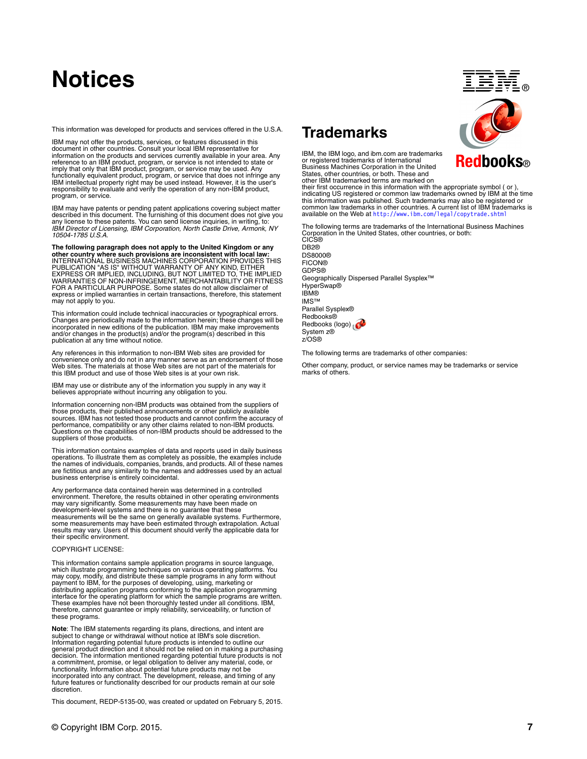# Notices

This information was developed for products and services offered in the U.S.A.

IBM may not offer the products, services, or features discussed in this document in other countries. Consult your local IBM representative for information on the products and services currently available in your area. Any reference to an IBM product, program, or service is not intended to state or imply that only that IBM product, program, or service may be used. Any functionally equivalent product, program, or service that does not infringe any IBM intellectual property right may be used instead. However, it is the user's responsibility to evaluate and verify the operation of any non-IBM product, program, or service.

IBM may have patents or pending patent applications covering subject matter described in this document. The furnishing of this document does not give you any license to these patents. You can send license inquiries, in writing, to:
*IBM Director of Licensing, IBM Corporation, North Castle Drive, Armonk, NY 10504-1785 U.S.A.*

**The following paragraph does not apply to the United Kingdom or any other country where such provisions are inconsistent with local law:** INTERNATIONAL BUSINESS MACHINES CORPORATION PROVIDES THIS PUBLICATION "AS IS" WITHOUT WARRANTY OF ANY KIND, EITHER EXPRESS OR IMPLIED, INCLUDING, BUT NOT LIMITED TO, THE IMPLIED WARRANTIES OF NON-INFRINGEMENT, MERCHANTABILITY OR FITNESS FOR A PARTICULAR PURPOSE. Some states do not allow disclaimer of express or implied warranties in certain transactions, therefore, this statement may not apply to you.

This information could include technical inaccuracies or typographical errors. Changes are periodically made to the information herein; these changes will be incorporated in new editions of the publication. IBM may make improvements and/or changes in the product(s) and/or the program(s) described in this publication at any time without notice.

Any references in this information to non-IBM Web sites are provided for convenience only and do not in any manner serve as an endorsement of those Web sites. The materials at those Web sites are not part of the materials for this IBM product and use of those Web sites is at your own risk.

IBM may use or distribute any of the information you supply in any way it believes appropriate without incurring any obligation to you.

Information concerning non-IBM products was obtained from the suppliers of those products, their published announcements or other publicly available sources. IBM has not tested those products and cannot confirm the accuracy of performance, compatibility or any other claims related to non-IBM products. Questions on the capabilities of non-IBM products should be addressed to the suppliers of those products.

This information contains examples of data and reports used in daily business operations. To illustrate them as completely as possible, the examples include the names of individuals, companies, brands, and products. All of these names are fictitious and any similarity to the names and addresses used by an actual business enterprise is entirely coincidental.

Any performance data contained herein was determined in a controlled environment. Therefore, the results obtained in other operating environments may vary significantly. Some measurements may have been made on development-level systems and there is no guarantee that these measurements will be the same on generally available systems. Furthermore, some measurements may have been estimated through extrapolation. Actual results may vary. Users of this document should verify the applicable data for their specific environment.

COPYRIGHT LICENSE:

This information contains sample application programs in source language, which illustrate programming techniques on various operating platforms. You may copy, modify, and distribute these sample programs in any form without payment to IBM, for the purposes of developing, using, marketing or distributing application programs conforming to the application programming interface for the operating platform for which the sample programs are written. These examples have not been thoroughly tested under all conditions. IBM, therefore, cannot guarantee or imply reliability, serviceability, or function of these programs.

**Note**: The IBM statements regarding its plans, directions, and intent are subject to change or withdrawal without notice at IBM's sole discretion. Information regarding potential future products is intended to outline our general product direction and it should not be relied on in making a purchasing decision. The information mentioned regarding potential future products is not a commitment, promise, or legal obligation to deliver any material, code, or functionality. Information about potential future products may not be incorporated into any contract. The development, release, and timing of any future features or functionality described for our products remain at our sole discretion.

This document, REDP-5135-00, was created or updated on February 5, 2015.

## Trademarks

IBM, the IBM logo, and ibm.com are trademarks or registered trademarks of International Business Machines Corporation in the United States, other countries, or both. These and other IBM trademarked terms are marked on their first occurrence in this information with the appropriate symbol ( or ), indicating US registered or common law trademarks owned by IBM at the time this information was published. Such trademarks may also be registered or common law trademarks in other countries. A current list of IBM trademarks is available on the Web at http://www.ibm.com/legal/copytrade.shtml

The following terms are trademarks of the International Business Machines Corporation in the United States, other countries, or both:

CICS®
DB2®
DS8000®
FICON®
GDPS®
Geographically Dispersed Parallel Sysplex™
HyperSwap®
IBM®
IMS™
Parallel Sysplex®
Redbooks®
Redbooks (logo)
System z®
z/OS®

The following terms are trademarks of other companies:

Other company, product, or service names may be trademarks or service marks of others.